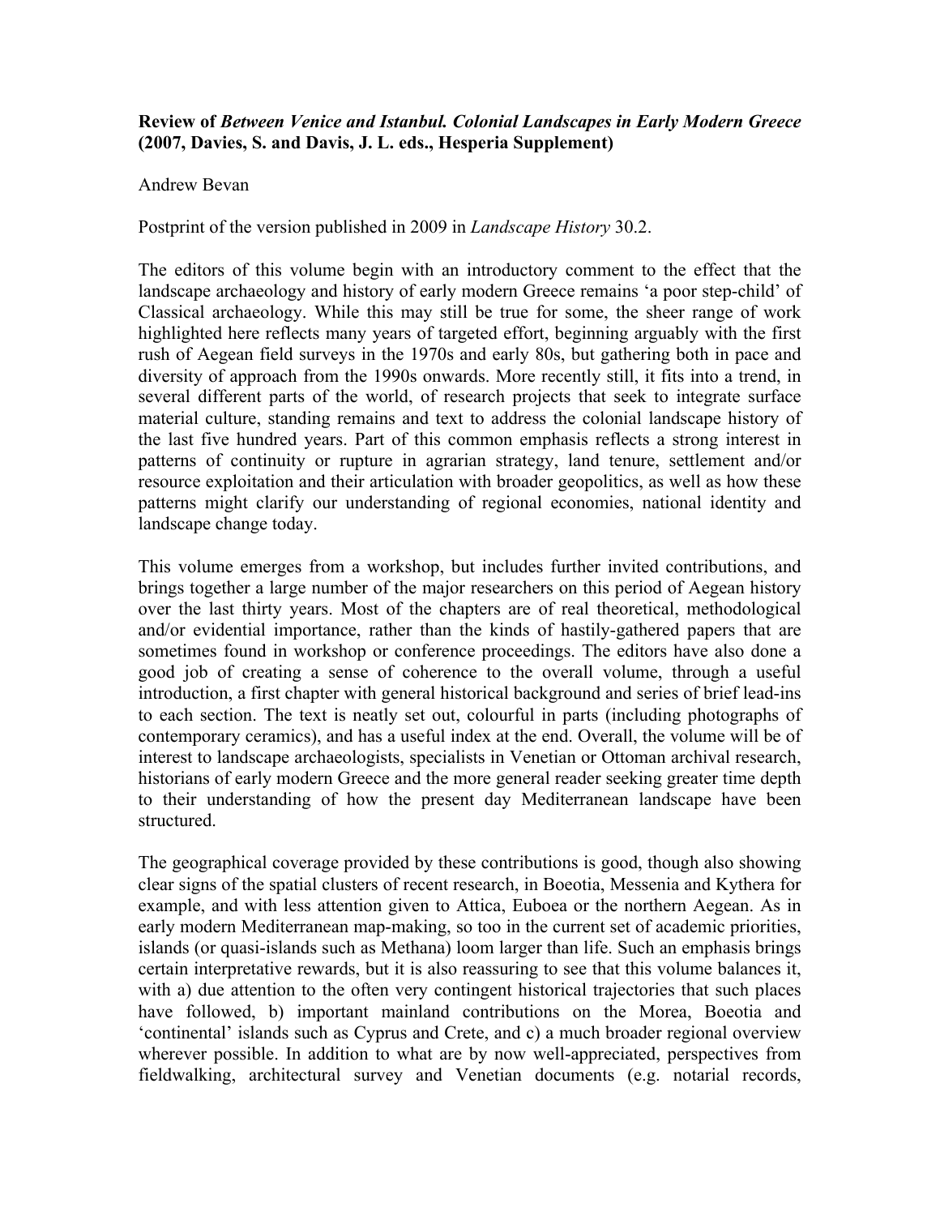**Review of *Between Venice and Istanbul. Colonial Landscapes in Early Modern Greece* (2007, Davies, S. and Davis, J. L. eds., Hesperia Supplement)**

Andrew Bevan

Postprint of the version published in 2009 in *Landscape History* 30.2.

The editors of this volume begin with an introductory comment to the effect that the landscape archaeology and history of early modern Greece remains 'a poor step-child' of Classical archaeology. While this may still be true for some, the sheer range of work highlighted here reflects many years of targeted effort, beginning arguably with the first rush of Aegean field surveys in the 1970s and early 80s, but gathering both in pace and diversity of approach from the 1990s onwards. More recently still, it fits into a trend, in several different parts of the world, of research projects that seek to integrate surface material culture, standing remains and text to address the colonial landscape history of the last five hundred years. Part of this common emphasis reflects a strong interest in patterns of continuity or rupture in agrarian strategy, land tenure, settlement and/or resource exploitation and their articulation with broader geopolitics, as well as how these patterns might clarify our understanding of regional economies, national identity and landscape change today.

This volume emerges from a workshop, but includes further invited contributions, and brings together a large number of the major researchers on this period of Aegean history over the last thirty years. Most of the chapters are of real theoretical, methodological and/or evidential importance, rather than the kinds of hastily-gathered papers that are sometimes found in workshop or conference proceedings. The editors have also done a good job of creating a sense of coherence to the overall volume, through a useful introduction, a first chapter with general historical background and series of brief lead-ins to each section. The text is neatly set out, colourful in parts (including photographs of contemporary ceramics), and has a useful index at the end. Overall, the volume will be of interest to landscape archaeologists, specialists in Venetian or Ottoman archival research, historians of early modern Greece and the more general reader seeking greater time depth to their understanding of how the present day Mediterranean landscape have been structured.

The geographical coverage provided by these contributions is good, though also showing clear signs of the spatial clusters of recent research, in Boeotia, Messenia and Kythera for example, and with less attention given to Attica, Euboea or the northern Aegean. As in early modern Mediterranean map-making, so too in the current set of academic priorities, islands (or quasi-islands such as Methana) loom larger than life. Such an emphasis brings certain interpretative rewards, but it is also reassuring to see that this volume balances it, with a) due attention to the often very contingent historical trajectories that such places have followed, b) important mainland contributions on the Morea, Boeotia and 'continental' islands such as Cyprus and Crete, and c) a much broader regional overview wherever possible. In addition to what are by now well-appreciated, perspectives from fieldwalking, architectural survey and Venetian documents (e.g. notarial records,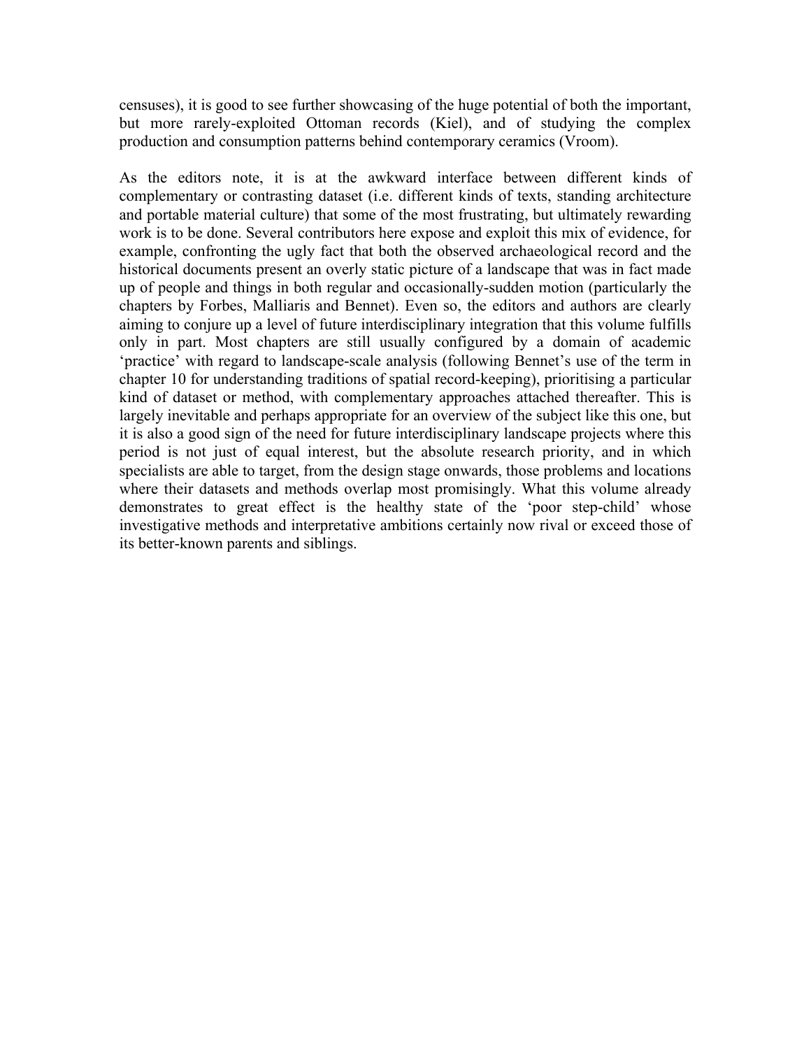censuses), it is good to see further showcasing of the huge potential of both the important, but more rarely-exploited Ottoman records (Kiel), and of studying the complex production and consumption patterns behind contemporary ceramics (Vroom).

As the editors note, it is at the awkward interface between different kinds of complementary or contrasting dataset (i.e. different kinds of texts, standing architecture and portable material culture) that some of the most frustrating, but ultimately rewarding work is to be done. Several contributors here expose and exploit this mix of evidence, for example, confronting the ugly fact that both the observed archaeological record and the historical documents present an overly static picture of a landscape that was in fact made up of people and things in both regular and occasionally-sudden motion (particularly the chapters by Forbes, Malliaris and Bennet). Even so, the editors and authors are clearly aiming to conjure up a level of future interdisciplinary integration that this volume fulfills only in part. Most chapters are still usually configured by a domain of academic 'practice' with regard to landscape-scale analysis (following Bennet's use of the term in chapter 10 for understanding traditions of spatial record-keeping), prioritising a particular kind of dataset or method, with complementary approaches attached thereafter. This is largely inevitable and perhaps appropriate for an overview of the subject like this one, but it is also a good sign of the need for future interdisciplinary landscape projects where this period is not just of equal interest, but the absolute research priority, and in which specialists are able to target, from the design stage onwards, those problems and locations where their datasets and methods overlap most promisingly. What this volume already demonstrates to great effect is the healthy state of the 'poor step-child' whose investigative methods and interpretative ambitions certainly now rival or exceed those of its better-known parents and siblings.